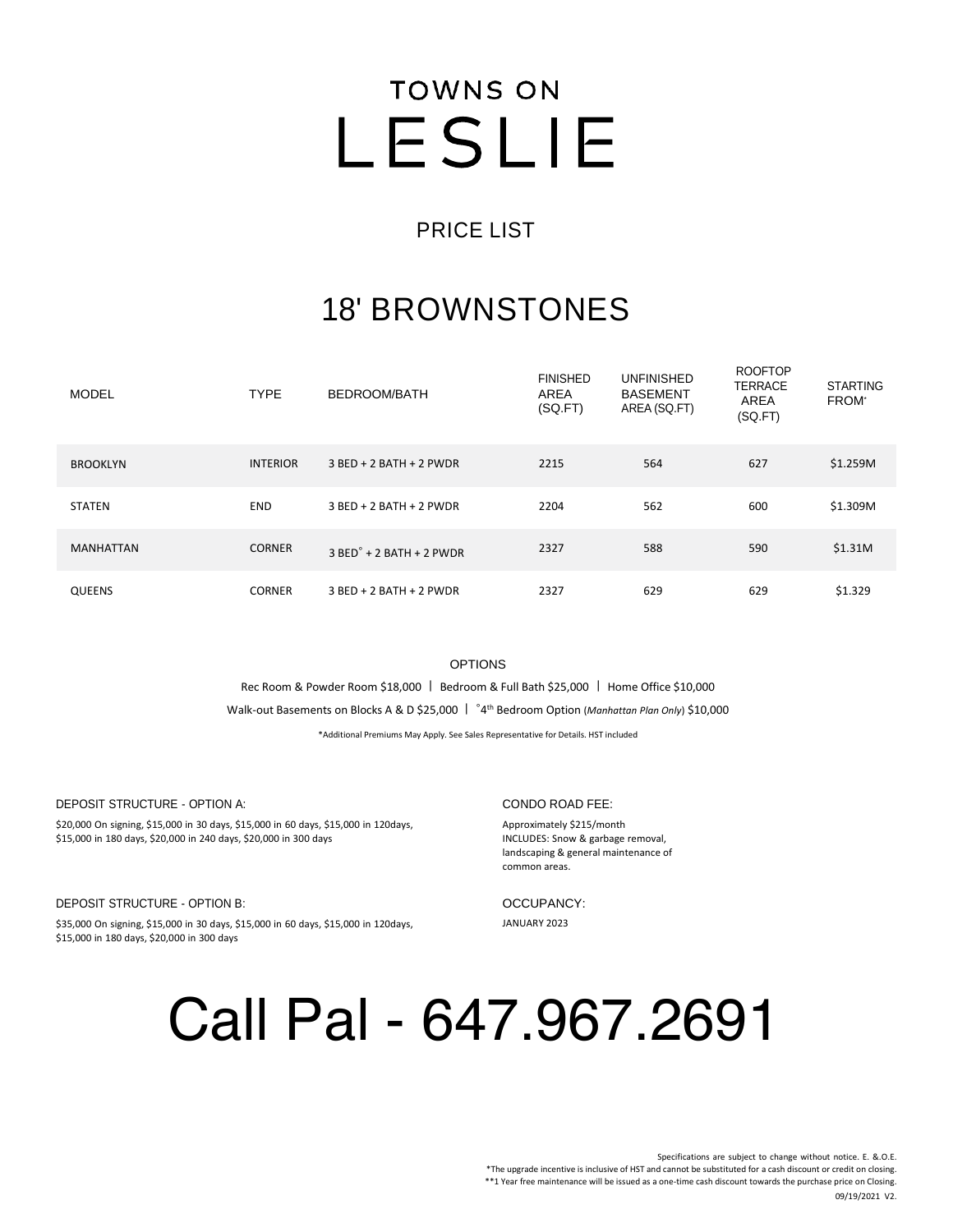# TOWNS ON LESLIE

## PRICE LIST

## 18' BROWNSTONES

| MODEL | TYPE | BEDROOM/BATH | FINISHED AREA (SQ.FT) | UNFINISHED BASEMENT AREA (SQ.FT) | ROOFTOP TERRACE AREA (SQ.FT) | STARTING FROM* |
|---|---|---|---|---|---|---|
| BROOKLYN | INTERIOR | 3 BED + 2 BATH + 2 PWDR | 2215 | 564 | 627 | $1.259M |
| STATEN | END | 3 BED + 2 BATH + 2 PWDR | 2204 | 562 | 600 | $1.309M |
| MANHATTAN | CORNER | 3 BED° + 2 BATH + 2 PWDR | 2327 | 588 | 590 | $1.31M |
| QUEENS | CORNER | 3 BED + 2 BATH + 2 PWDR | 2327 | 629 | 629 | $1.329 |

OPTIONS

Rec Room & Powder Room $18,000 | Bedroom & Full Bath $25,000 | Home Office $10,000

Walk-out Basements on Blocks A & D $25,000 | °4th Bedroom Option (*Manhattan Plan Only*) $10,000

*Additional Premiums May Apply. See Sales Representative for Details. HST included

DEPOSIT STRUCTURE - OPTION A:

$20,000 On signing, $15,000 in 30 days, $15,000 in 60 days, $15,000 in 120days, $15,000 in 180 days, $20,000 in 240 days, $20,000 in 300 days

DEPOSIT STRUCTURE - OPTION B:

$35,000 On signing, $15,000 in 30 days, $15,000 in 60 days, $15,000 in 120days, $15,000 in 180 days, $20,000 in 300 days

CONDO ROAD FEE:

Approximately $215/month
INCLUDES: Snow & garbage removal, landscaping & general maintenance of common areas.

OCCUPANCY:

JANUARY 2023

# Call Pal - 647.967.2691

Specifications are subject to change without notice. E. &.O.E.
*The upgrade incentive is inclusive of HST and cannot be substituted for a cash discount or credit on closing.
**1 Year free maintenance will be issued as a one-time cash discount towards the purchase price on Closing.
09/19/2021 V2.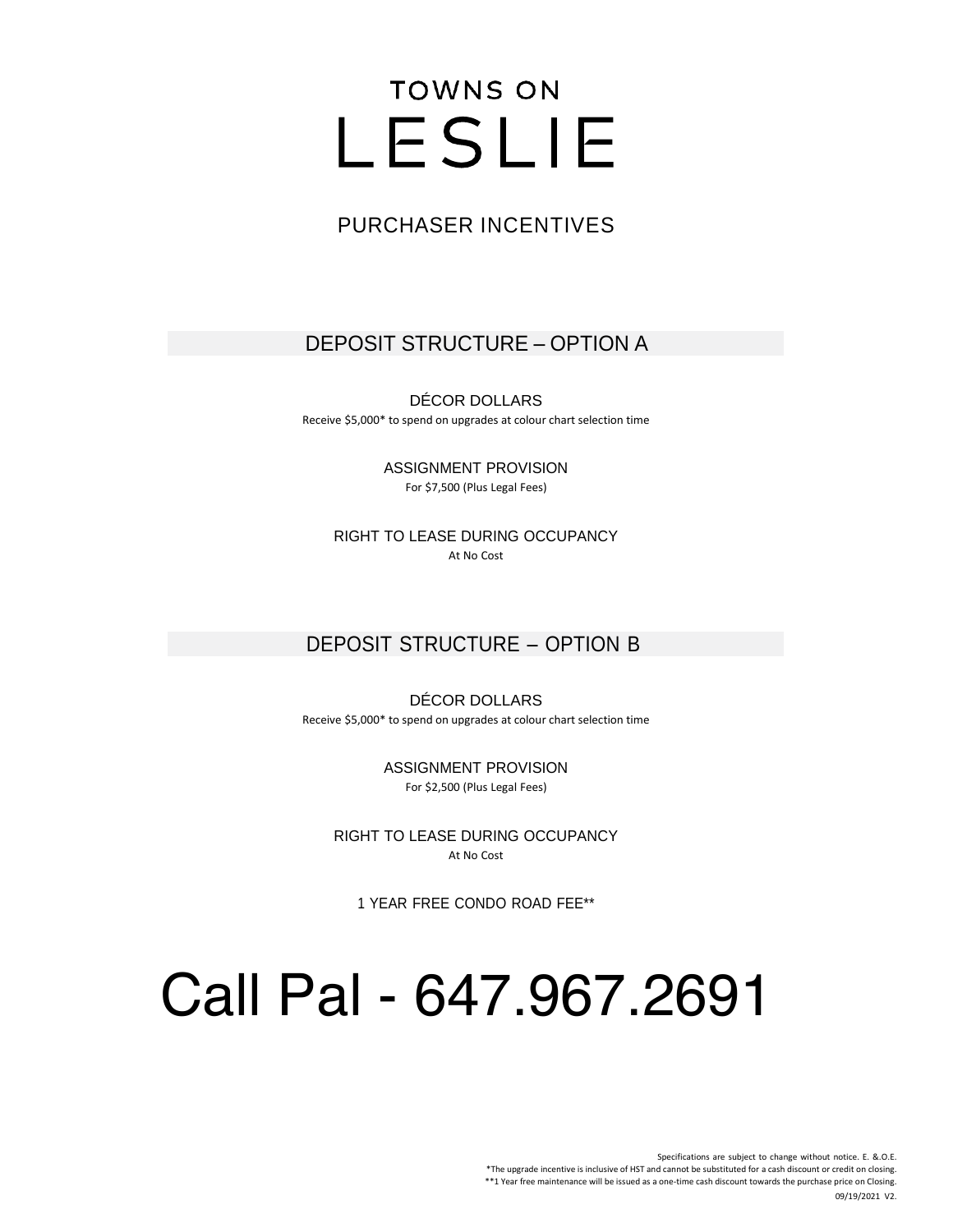# TOWNS ON LESLIE

## PURCHASER INCENTIVES

## DEPOSIT STRUCTURE – OPTION A

DÉCOR DOLLARS

Receive $5,000* to spend on upgrades at colour chart selection time

ASSIGNMENT PROVISION

For $7,500 (Plus Legal Fees)

RIGHT TO LEASE DURING OCCUPANCY

At No Cost

## DEPOSIT STRUCTURE – OPTION B

DÉCOR DOLLARS

Receive $5,000* to spend on upgrades at colour chart selection time

ASSIGNMENT PROVISION

For $2,500 (Plus Legal Fees)

RIGHT TO LEASE DURING OCCUPANCY

At No Cost

1 YEAR FREE CONDO ROAD FEE**

# Call Pal - 647.967.2691

Specifications are subject to change without notice. E. &.O.E.

*The upgrade incentive is inclusive of HST and cannot be substituted for a cash discount or credit on closing.

**1 Year free maintenance will be issued as a one-time cash discount towards the purchase price on Closing.

09/19/2021 V2.